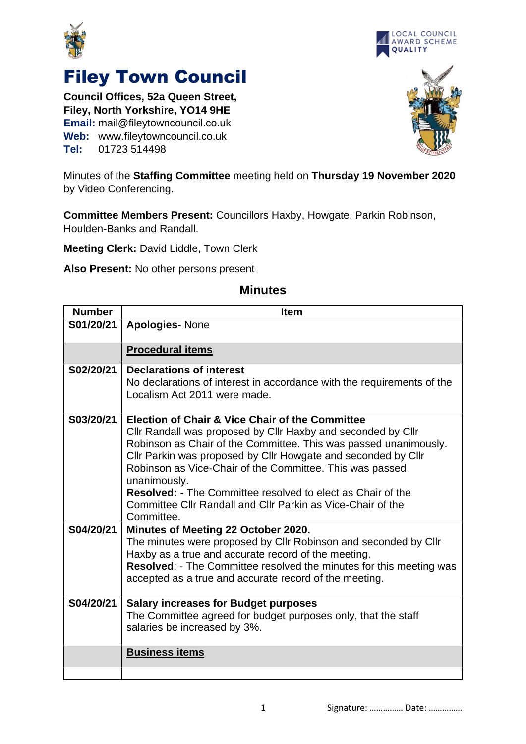# Filey Town Council

**Council Offices, 52a Queen Street,**
**Filey, North Yorkshire, YO14 9HE**
**Email:** mail@fileytowncouncil.co.uk
**Web:** www.fileytowncouncil.co.uk
**Tel:** 01723 514498

Minutes of the **Staffing Committee** meeting held on **Thursday 19 November 2020** by Video Conferencing.

**Committee Members Present:** Councillors Haxby, Howgate, Parkin Robinson, Houlden-Banks and Randall.

**Meeting Clerk:** David Liddle, Town Clerk

**Also Present:** No other persons present

## Minutes

| Number | Item |
|---|---|
| S01/20/21 | **Apologies-** None |
| | **Procedural items** |
| S02/20/21 | **Declarations of interest**<br>No declarations of interest in accordance with the requirements of the Localism Act 2011 were made. |
| S03/20/21 | **Election of Chair & Vice Chair of the Committee**<br>Cllr Randall was proposed by Cllr Haxby and seconded by Cllr Robinson as Chair of the Committee. This was passed unanimously. Cllr Parkin was proposed by Cllr Howgate and seconded by Cllr Robinson as Vice-Chair of the Committee. This was passed unanimously.<br>**Resolved: -** The Committee resolved to elect as Chair of the Committee Cllr Randall and Cllr Parkin as Vice-Chair of the Committee. |
| S04/20/21 | **Minutes of Meeting 22 October 2020.**<br>The minutes were proposed by Cllr Robinson and seconded by Cllr Haxby as a true and accurate record of the meeting.<br>**Resolved**: - The Committee resolved the minutes for this meeting was accepted as a true and accurate record of the meeting. |
| S04/20/21 | **Salary increases for Budget purposes**<br>The Committee agreed for budget purposes only, that the staff salaries be increased by 3%. |
| | **Business items** |
| | |

Signature: …………… Date: ……………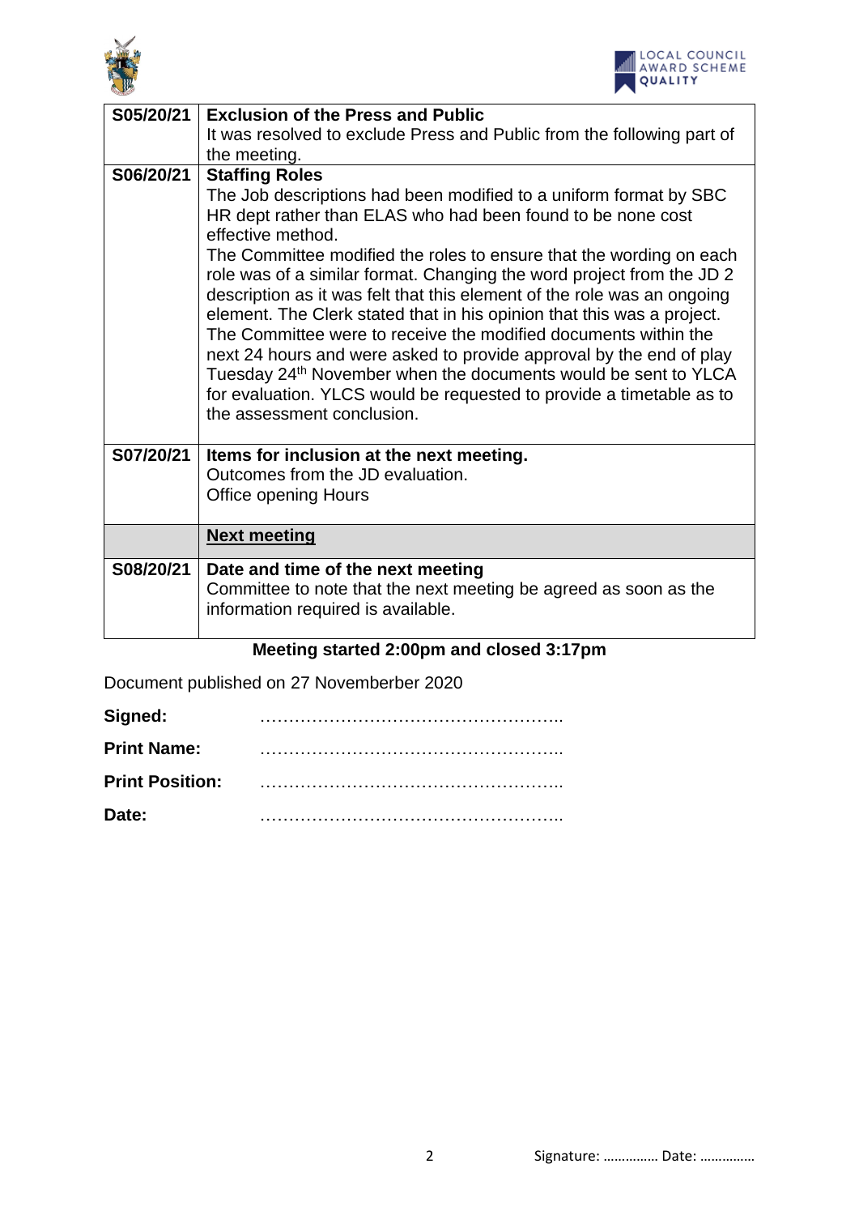| | |
|---|---|
| **S05/20/21** | **Exclusion of the Press and Public**<br>It was resolved to exclude Press and Public from the following part of the meeting. |
| **S06/20/21** | **Staffing Roles**<br>The Job descriptions had been modified to a uniform format by SBC HR dept rather than ELAS who had been found to be none cost effective method.<br>The Committee modified the roles to ensure that the wording on each role was of a similar format. Changing the word project from the JD 2 description as it was felt that this element of the role was an ongoing element. The Clerk stated that in his opinion that this was a project.<br>The Committee were to receive the modified documents within the next 24 hours and were asked to provide approval by the end of play Tuesday 24th November when the documents would be sent to YLCA for evaluation. YLCS would be requested to provide a timetable as to the assessment conclusion. |
| **S07/20/21** | **Items for inclusion at the next meeting.**<br>Outcomes from the JD evaluation.<br>Office opening Hours |
| | **Next meeting** |
| **S08/20/21** | **Date and time of the next meeting**<br>Committee to note that the next meeting be agreed as soon as the information required is available. |

**Meeting started 2:00pm and closed 3:17pm**

Document published on 27 Novemberber 2020

**Signed:** ……………………………………………..

**Print Name:** ……………………………………………..

**Print Position:** ……………………………………………..

**Date:** ……………………………………………..

Signature: …………… Date: ……………